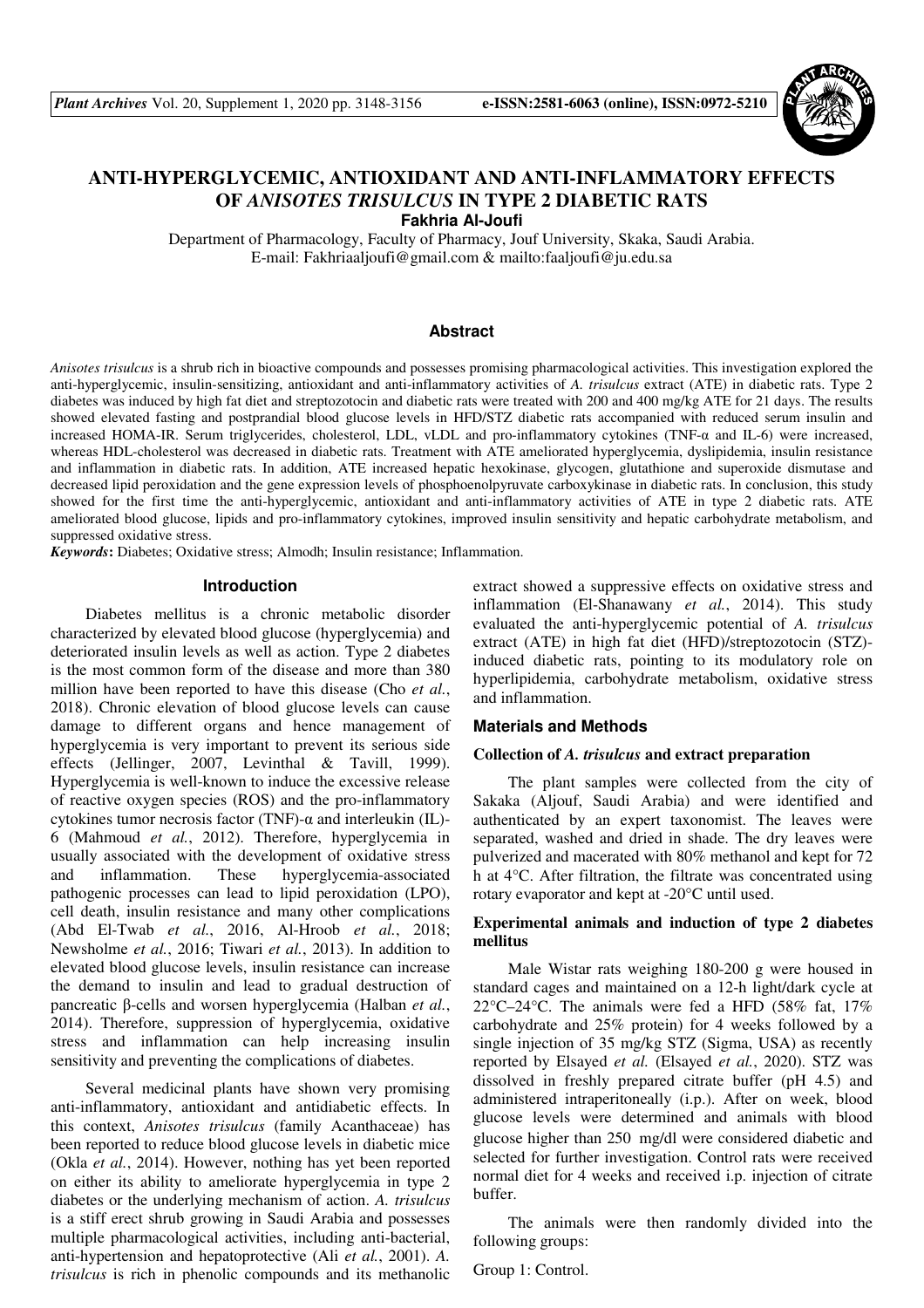# ANTI-HYPERGLYCEMIC, ANTIOXIDANT AND ANTI-INFLAMMATORY EFFECTS OF *ANISOTES TRISULCUS* IN TYPE 2 DIABETIC RATS

**Fakhria Al-Joufi**

Department of Pharmacology, Faculty of Pharmacy, Jouf University, Skaka, Saudi Arabia.
E-mail: Fakhriaaljoufi@gmail.com & mailto:faaljoufi@ju.edu.sa

## Abstract

*Anisotes trisulcus* is a shrub rich in bioactive compounds and possesses promising pharmacological activities. This investigation explored the anti-hyperglycemic, insulin-sensitizing, antioxidant and anti-inflammatory activities of *A. trisulcus* extract (ATE) in diabetic rats. Type 2 diabetes was induced by high fat diet and streptozotocin and diabetic rats were treated with 200 and 400 mg/kg ATE for 21 days. The results showed elevated fasting and postprandial blood glucose levels in HFD/STZ diabetic rats accompanied with reduced serum insulin and increased HOMA-IR. Serum triglycerides, cholesterol, LDL, vLDL and pro-inflammatory cytokines (TNF-α and IL-6) were increased, whereas HDL-cholesterol was decreased in diabetic rats. Treatment with ATE ameliorated hyperglycemia, dyslipidemia, insulin resistance and inflammation in diabetic rats. In addition, ATE increased hepatic hexokinase, glycogen, glutathione and superoxide dismutase and decreased lipid peroxidation and the gene expression levels of phosphoenolpyruvate carboxykinase in diabetic rats. In conclusion, this study showed for the first time the anti-hyperglycemic, antioxidant and anti-inflammatory activities of ATE in type 2 diabetic rats. ATE ameliorated blood glucose, lipids and pro-inflammatory cytokines, improved insulin sensitivity and hepatic carbohydrate metabolism, and suppressed oxidative stress.

***Keywords*:** Diabetes; Oxidative stress; Almodh; Insulin resistance; Inflammation.

## Introduction

Diabetes mellitus is a chronic metabolic disorder characterized by elevated blood glucose (hyperglycemia) and deteriorated insulin levels as well as action. Type 2 diabetes is the most common form of the disease and more than 380 million have been reported to have this disease (Cho *et al.*, 2018). Chronic elevation of blood glucose levels can cause damage to different organs and hence management of hyperglycemia is very important to prevent its serious side effects (Jellinger, 2007, Levinthal & Tavill, 1999). Hyperglycemia is well-known to induce the excessive release of reactive oxygen species (ROS) and the pro-inflammatory cytokines tumor necrosis factor (TNF)-α and interleukin (IL)-6 (Mahmoud *et al.*, 2012). Therefore, hyperglycemia in usually associated with the development of oxidative stress and inflammation. These hyperglycemia-associated pathogenic processes can lead to lipid peroxidation (LPO), cell death, insulin resistance and many other complications (Abd El-Twab *et al.*, 2016, Al-Hroob *et al.*, 2018; Newsholme *et al.*, 2016; Tiwari *et al.*, 2013). In addition to elevated blood glucose levels, insulin resistance can increase the demand to insulin and lead to gradual destruction of pancreatic β-cells and worsen hyperglycemia (Halban *et al.*, 2014). Therefore, suppression of hyperglycemia, oxidative stress and inflammation can help increasing insulin sensitivity and preventing the complications of diabetes.

Several medicinal plants have shown very promising anti-inflammatory, antioxidant and antidiabetic effects. In this context, *Anisotes trisulcus* (family Acanthaceae) has been reported to reduce blood glucose levels in diabetic mice (Okla *et al.*, 2014). However, nothing has yet been reported on either its ability to ameliorate hyperglycemia in type 2 diabetes or the underlying mechanism of action. *A. trisulcus* is a stiff erect shrub growing in Saudi Arabia and possesses multiple pharmacological activities, including anti-bacterial, anti-hypertension and hepatoprotective (Ali *et al.*, 2001). *A. trisulcus* is rich in phenolic compounds and its methanolic extract showed a suppressive effects on oxidative stress and inflammation (El-Shanawany *et al.*, 2014). This study evaluated the anti-hyperglycemic potential of *A. trisulcus* extract (ATE) in high fat diet (HFD)/streptozotocin (STZ)-induced diabetic rats, pointing to its modulatory role on hyperlipidemia, carbohydrate metabolism, oxidative stress and inflammation.

## Materials and Methods

### Collection of *A. trisulcus* and extract preparation

The plant samples were collected from the city of Sakaka (Aljouf, Saudi Arabia) and were identified and authenticated by an expert taxonomist. The leaves were separated, washed and dried in shade. The dry leaves were pulverized and macerated with 80% methanol and kept for 72 h at 4°C. After filtration, the filtrate was concentrated using rotary evaporator and kept at -20°C until used.

### Experimental animals and induction of type 2 diabetes mellitus

Male Wistar rats weighing 180-200 g were housed in standard cages and maintained on a 12-h light/dark cycle at 22°C–24°C. The animals were fed a HFD (58% fat, 17% carbohydrate and 25% protein) for 4 weeks followed by a single injection of 35 mg/kg STZ (Sigma, USA) as recently reported by Elsayed *et al.* (Elsayed *et al.*, 2020). STZ was dissolved in freshly prepared citrate buffer (pH 4.5) and administered intraperitoneally (i.p.). After on week, blood glucose levels were determined and animals with blood glucose higher than 250 mg/dl were considered diabetic and selected for further investigation. Control rats were received normal diet for 4 weeks and received i.p. injection of citrate buffer.

The animals were then randomly divided into the following groups:

Group 1: Control.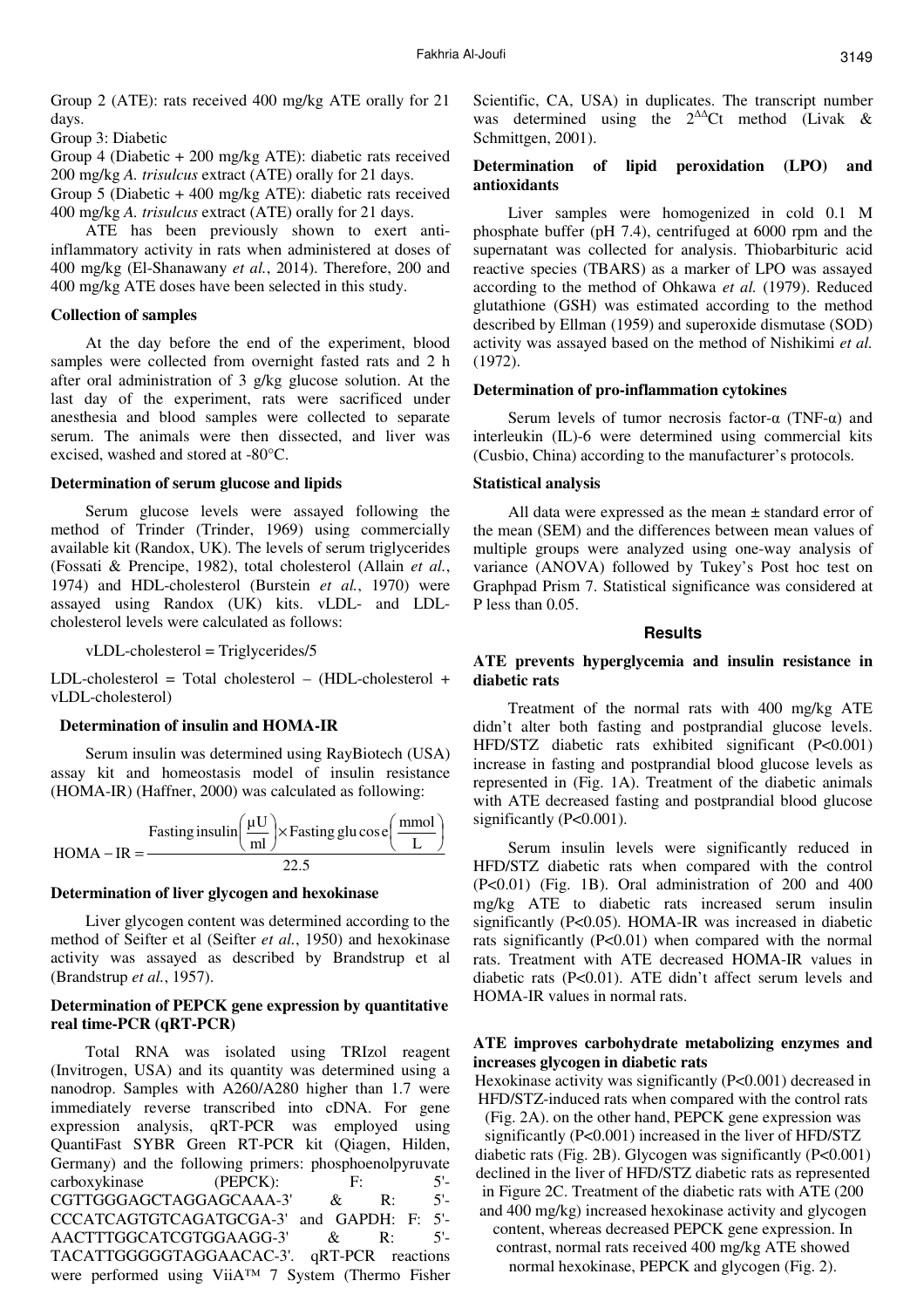Group 2 (ATE): rats received 400 mg/kg ATE orally for 21 days.

Group 3: Diabetic

Group 4 (Diabetic + 200 mg/kg ATE): diabetic rats received 200 mg/kg *A. trisulcus* extract (ATE) orally for 21 days.

Group 5 (Diabetic + 400 mg/kg ATE): diabetic rats received 400 mg/kg *A. trisulcus* extract (ATE) orally for 21 days.

ATE has been previously shown to exert anti-inflammatory activity in rats when administered at doses of 400 mg/kg (El-Shanawany *et al.*, 2014). Therefore, 200 and 400 mg/kg ATE doses have been selected in this study.

#### Collection of samples

At the day before the end of the experiment, blood samples were collected from overnight fasted rats and 2 h after oral administration of 3 g/kg glucose solution. At the last day of the experiment, rats were sacrificed under anesthesia and blood samples were collected to separate serum. The animals were then dissected, and liver was excised, washed and stored at -80°C.

#### Determination of serum glucose and lipids

Serum glucose levels were assayed following the method of Trinder (Trinder, 1969) using commercially available kit (Randox, UK). The levels of serum triglycerides (Fossati & Prencipe, 1982), total cholesterol (Allain *et al.*, 1974) and HDL-cholesterol (Burstein *et al.*, 1970) were assayed using Randox (UK) kits. vLDL- and LDL-cholesterol levels were calculated as follows:

vLDL-cholesterol = Triglycerides/5

LDL-cholesterol = Total cholesterol – (HDL-cholesterol + vLDL-cholesterol)

#### Determination of insulin and HOMA-IR

Serum insulin was determined using RayBiotech (USA) assay kit and homeostasis model of insulin resistance (HOMA-IR) (Haffner, 2000) was calculated as following:

$$\text{HOMA}-\text{IR} = \frac{\text{Fasting insulin}\left(\frac{\mu\text{U}}{\text{ml}}\right) \times \text{Fasting glucose}\left(\frac{\text{mmol}}{\text{L}}\right)}{22.5}$$

#### Determination of liver glycogen and hexokinase

Liver glycogen content was determined according to the method of Seifter et al (Seifter *et al.*, 1950) and hexokinase activity was assayed as described by Brandstrup et al (Brandstrup *et al.*, 1957).

#### Determination of PEPCK gene expression by quantitative real time-PCR (qRT-PCR)

Total RNA was isolated using TRIzol reagent (Invitrogen, USA) and its quantity was determined using a nanodrop. Samples with A260/A280 higher than 1.7 were immediately reverse transcribed into cDNA. For gene expression analysis, qRT-PCR was employed using QuantiFast SYBR Green RT-PCR kit (Qiagen, Hilden, Germany) and the following primers: phosphoenolpyruvate carboxykinase (PEPCK): F: 5'-CGTTGGGAGCTAGGAGCAAA-3' & R: 5'-CCCATCAGTGTCAGATGCGA-3' and GAPDH: F: 5'-AACTTTGGCATCGTGGAAGG-3' & R: 5'-TACATTGGGGGTAGGAACAC-3'. qRT-PCR reactions were performed using ViiA™ 7 System (Thermo Fisher Scientific, CA, USA) in duplicates. The transcript number was determined using the $2^{\Delta\Delta}$Ct method (Livak & Schmittgen, 2001).

#### Determination of lipid peroxidation (LPO) and antioxidants

Liver samples were homogenized in cold 0.1 M phosphate buffer (pH 7.4), centrifuged at 6000 rpm and the supernatant was collected for analysis. Thiobarbituric acid reactive species (TBARS) as a marker of LPO was assayed according to the method of Ohkawa *et al.* (1979). Reduced glutathione (GSH) was estimated according to the method described by Ellman (1959) and superoxide dismutase (SOD) activity was assayed based on the method of Nishikimi *et al.* (1972).

#### Determination of pro-inflammation cytokines

Serum levels of tumor necrosis factor-α (TNF-α) and interleukin (IL)-6 were determined using commercial kits (Cusbio, China) according to the manufacturer's protocols.

#### Statistical analysis

All data were expressed as the mean ± standard error of the mean (SEM) and the differences between mean values of multiple groups were analyzed using one-way analysis of variance (ANOVA) followed by Tukey's Post hoc test on Graphpad Prism 7. Statistical significance was considered at P less than 0.05.

## Results

#### ATE prevents hyperglycemia and insulin resistance in diabetic rats

Treatment of the normal rats with 400 mg/kg ATE didn't alter both fasting and postprandial glucose levels. HFD/STZ diabetic rats exhibited significant ($P<0.001$) increase in fasting and postprandial blood glucose levels as represented in (Fig. 1A). Treatment of the diabetic animals with ATE decreased fasting and postprandial blood glucose significantly ($P<0.001$).

Serum insulin levels were significantly reduced in HFD/STZ diabetic rats when compared with the control ($P<0.01$) (Fig. 1B). Oral administration of 200 and 400 mg/kg ATE to diabetic rats increased serum insulin significantly ($P<0.05$). HOMA-IR was increased in diabetic rats significantly ($P<0.01$) when compared with the normal rats. Treatment with ATE decreased HOMA-IR values in diabetic rats ($P<0.01$). ATE didn't affect serum levels and HOMA-IR values in normal rats.

#### ATE improves carbohydrate metabolizing enzymes and increases glycogen in diabetic rats

Hexokinase activity was significantly ($P<0.001$) decreased in HFD/STZ-induced rats when compared with the control rats (Fig. 2A). on the other hand, PEPCK gene expression was significantly ($P<0.001$) increased in the liver of HFD/STZ diabetic rats (Fig. 2B). Glycogen was significantly ($P<0.001$) declined in the liver of HFD/STZ diabetic rats as represented in Figure 2C. Treatment of the diabetic rats with ATE (200 and 400 mg/kg) increased hexokinase activity and glycogen content, whereas decreased PEPCK gene expression. In contrast, normal rats received 400 mg/kg ATE showed normal hexokinase, PEPCK and glycogen (Fig. 2).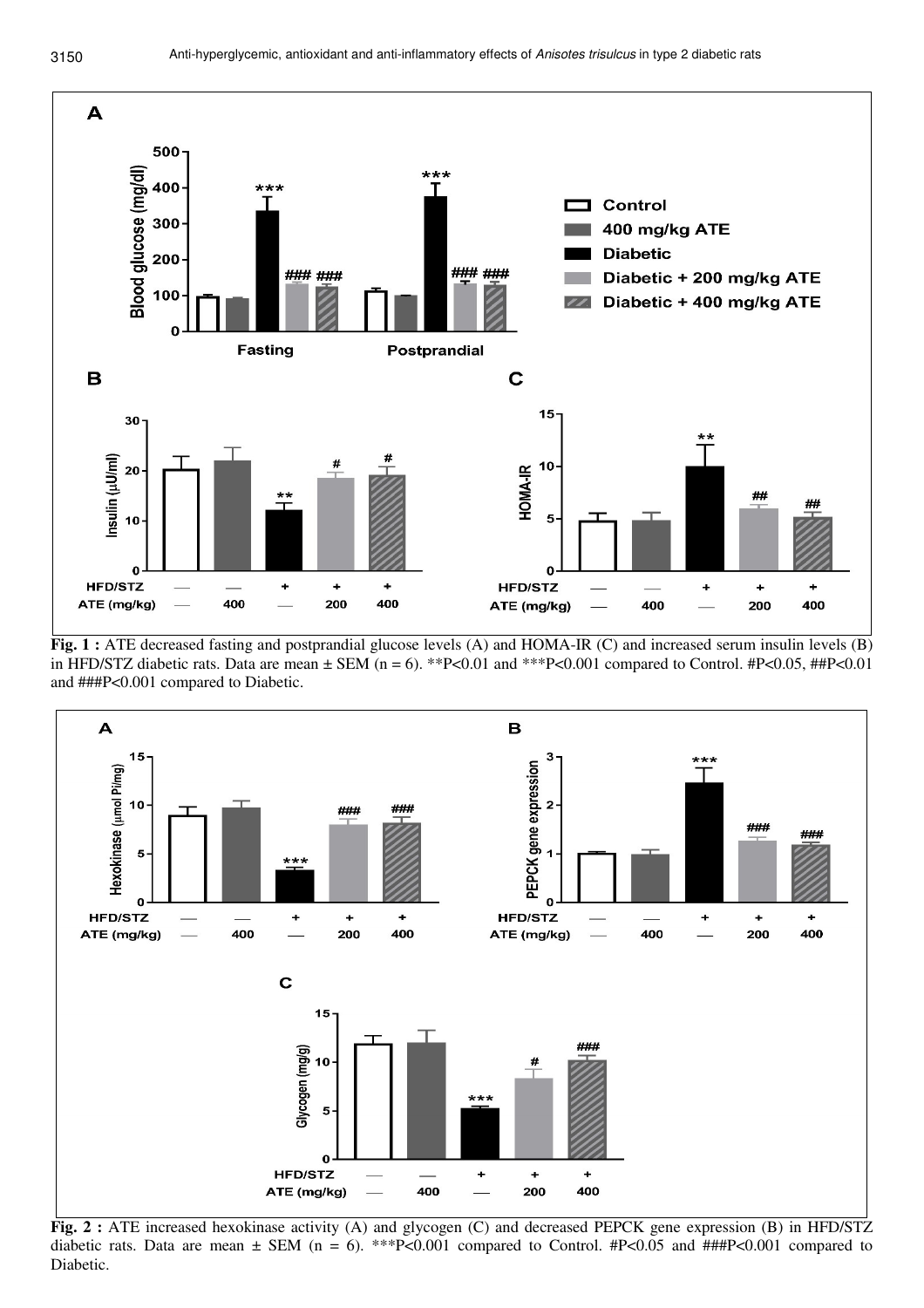**Fig. 1 :** ATE decreased fasting and postprandial glucose levels (A) and HOMA-IR (C) and increased serum insulin levels (B) in HFD/STZ diabetic rats. Data are mean ± SEM (n = 6). **P<0.01 and ***P<0.001 compared to Control. #P<0.05, ##P<0.01 and ###P<0.001 compared to Diabetic.

**Fig. 2 :** ATE increased hexokinase activity (A) and glycogen (C) and decreased PEPCK gene expression (B) in HFD/STZ diabetic rats. Data are mean ± SEM (n = 6). ***P<0.001 compared to Control. #P<0.05 and ###P<0.001 compared to Diabetic.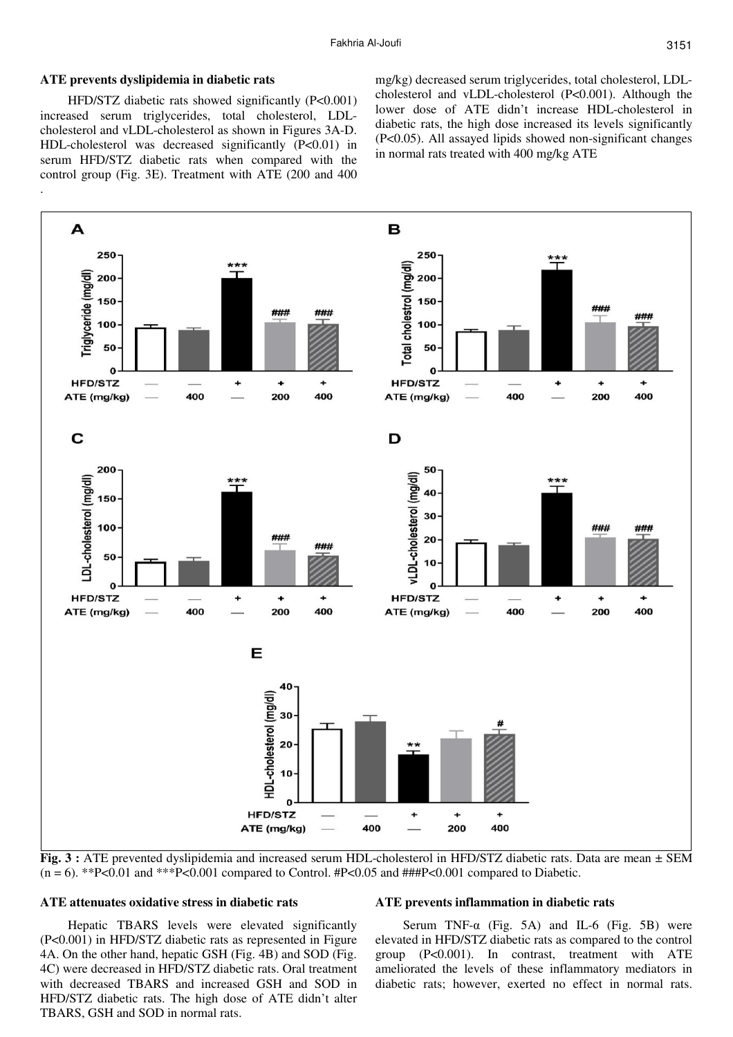### ATE prevents dyslipidemia in diabetic rats

HFD/STZ diabetic rats showed significantly (P<0.001) increased serum triglycerides, total cholesterol, LDL-cholesterol and vLDL-cholesterol as shown in Figures 3A-D. HDL-cholesterol was decreased significantly (P<0.01) in serum HFD/STZ diabetic rats when compared with the control group (Fig. 3E). Treatment with ATE (200 and 400 mg/kg) decreased serum triglycerides, total cholesterol, LDL-cholesterol and vLDL-cholesterol (P<0.001). Although the lower dose of ATE didn't increase HDL-cholesterol in diabetic rats, the high dose increased its levels significantly (P<0.05). All assayed lipids showed non-significant changes in normal rats treated with 400 mg/kg ATE

**Fig. 3 :** ATE prevented dyslipidemia and increased serum HDL-cholesterol in HFD/STZ diabetic rats. Data are mean ± SEM (n = 6). **P<0.01 and ***P<0.001 compared to Control. #P<0.05 and ###P<0.001 compared to Diabetic.

### ATE attenuates oxidative stress in diabetic rats

Hepatic TBARS levels were elevated significantly (P<0.001) in HFD/STZ diabetic rats as represented in Figure 4A. On the other hand, hepatic GSH (Fig. 4B) and SOD (Fig. 4C) were decreased in HFD/STZ diabetic rats. Oral treatment with decreased TBARS and increased GSH and SOD in HFD/STZ diabetic rats. The high dose of ATE didn't alter TBARS, GSH and SOD in normal rats.

### ATE prevents inflammation in diabetic rats

Serum TNF-α (Fig. 5A) and IL-6 (Fig. 5B) were elevated in HFD/STZ diabetic rats as compared to the control group (P<0.001). In contrast, treatment with ATE ameliorated the levels of these inflammatory mediators in diabetic rats; however, exerted no effect in normal rats.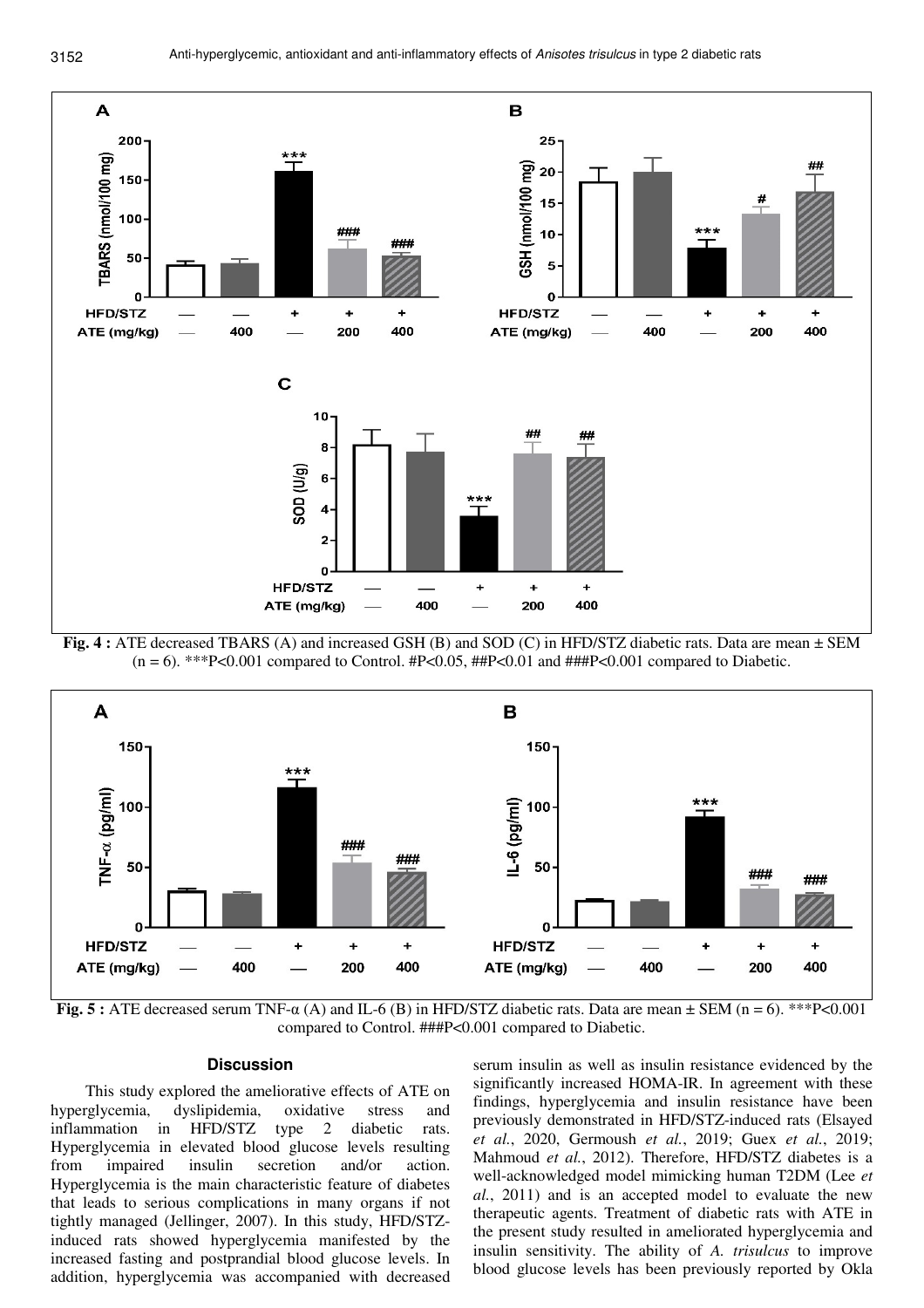**Fig. 4 :** ATE decreased TBARS (A) and increased GSH (B) and SOD (C) in HFD/STZ diabetic rats. Data are mean ± SEM (n = 6). ***P<0.001 compared to Control. #P<0.05, ##P<0.01 and ###P<0.001 compared to Diabetic.

**Fig. 5 :** ATE decreased serum TNF-α (A) and IL-6 (B) in HFD/STZ diabetic rats. Data are mean ± SEM (n = 6). ***P<0.001 compared to Control. ###P<0.001 compared to Diabetic.

## Discussion

This study explored the ameliorative effects of ATE on hyperglycemia, dyslipidemia, oxidative stress and inflammation in HFD/STZ type 2 diabetic rats. Hyperglycemia in elevated blood glucose levels resulting from impaired insulin secretion and/or action. Hyperglycemia is the main characteristic feature of diabetes that leads to serious complications in many organs if not tightly managed (Jellinger, 2007). In this study, HFD/STZ-induced rats showed hyperglycemia manifested by the increased fasting and postprandial blood glucose levels. In addition, hyperglycemia was accompanied with decreased serum insulin as well as insulin resistance evidenced by the significantly increased HOMA-IR. In agreement with these findings, hyperglycemia and insulin resistance have been previously demonstrated in HFD/STZ-induced rats (Elsayed *et al.*, 2020, Germoush *et al.*, 2019; Guex *et al.*, 2019; Mahmoud *et al.*, 2012). Therefore, HFD/STZ diabetes is a well-acknowledged model mimicking human T2DM (Lee *et al.*, 2011) and is an accepted model to evaluate the new therapeutic agents. Treatment of diabetic rats with ATE in the present study resulted in ameliorated hyperglycemia and insulin sensitivity. The ability of *A. trisulcus* to improve blood glucose levels has been previously reported by Okla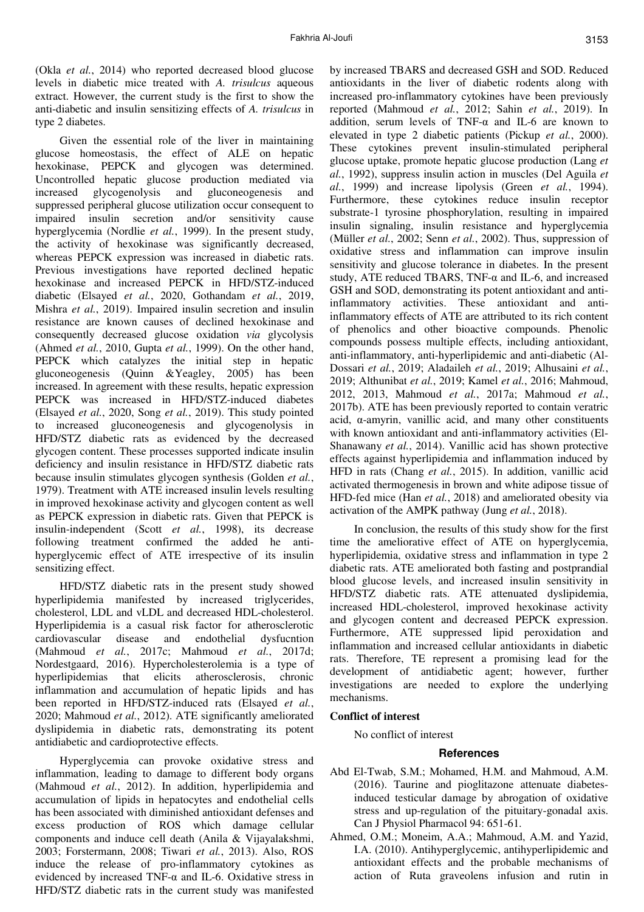(Okla *et al.*, 2014) who reported decreased blood glucose levels in diabetic mice treated with *A. trisulcus* aqueous extract. However, the current study is the first to show the anti-diabetic and insulin sensitizing effects of *A. trisulcus* in type 2 diabetes.

Given the essential role of the liver in maintaining glucose homeostasis, the effect of ALE on hepatic hexokinase, PEPCK and glycogen was determined. Uncontrolled hepatic glucose production mediated via increased glycogenolysis and gluconeogenesis and suppressed peripheral glucose utilization occur consequent to impaired insulin secretion and/or sensitivity cause hyperglycemia (Nordlie *et al.*, 1999). In the present study, the activity of hexokinase was significantly decreased, whereas PEPCK expression was increased in diabetic rats. Previous investigations have reported declined hepatic hexokinase and increased PEPCK in HFD/STZ-induced diabetic (Elsayed *et al.*, 2020, Gothandam *et al.*, 2019, Mishra *et al.*, 2019). Impaired insulin secretion and insulin resistance are known causes of declined hexokinase and consequently decreased glucose oxidation *via* glycolysis (Ahmed *et al.*, 2010, Gupta *et al.*, 1999). On the other hand, PEPCK which catalyzes the initial step in hepatic gluconeogenesis (Quinn &Yeagley, 2005) has been increased. In agreement with these results, hepatic expression PEPCK was increased in HFD/STZ-induced diabetes (Elsayed *et al.*, 2020, Song *et al.*, 2019). This study pointed to increased gluconeogenesis and glycogenolysis in HFD/STZ diabetic rats as evidenced by the decreased glycogen content. These processes supported indicate insulin deficiency and insulin resistance in HFD/STZ diabetic rats because insulin stimulates glycogen synthesis (Golden *et al.*, 1979). Treatment with ATE increased insulin levels resulting in improved hexokinase activity and glycogen content as well as PEPCK expression in diabetic rats. Given that PEPCK is insulin-independent (Scott *et al.*, 1998), its decrease following treatment confirmed the added he anti-hyperglycemic effect of ATE irrespective of its insulin sensitizing effect.

HFD/STZ diabetic rats in the present study showed hyperlipidemia manifested by increased triglycerides, cholesterol, LDL and vLDL and decreased HDL-cholesterol. Hyperlipidemia is a casual risk factor for atherosclerotic cardiovascular disease and endothelial dysfucntion (Mahmoud *et al.*, 2017c; Mahmoud *et al.*, 2017d; Nordestgaard, 2016). Hypercholesterolemia is a type of hyperlipidemias that elicits atherosclerosis, chronic inflammation and accumulation of hepatic lipids and has been reported in HFD/STZ-induced rats (Elsayed *et al.*, 2020; Mahmoud *et al.*, 2012). ATE significantly ameliorated dyslipidemia in diabetic rats, demonstrating its potent antidiabetic and cardioprotective effects.

Hyperglycemia can provoke oxidative stress and inflammation, leading to damage to different body organs (Mahmoud *et al.*, 2012). In addition, hyperlipidemia and accumulation of lipids in hepatocytes and endothelial cells has been associated with diminished antioxidant defenses and excess production of ROS which damage cellular components and induce cell death (Anila & Vijayalakshmi, 2003; Forstermann, 2008; Tiwari *et al.*, 2013). Also, ROS induce the release of pro-inflammatory cytokines as evidenced by increased TNF-α and IL-6. Oxidative stress in HFD/STZ diabetic rats in the current study was manifested by increased TBARS and decreased GSH and SOD. Reduced antioxidants in the liver of diabetic rodents along with increased pro-inflammatory cytokines have been previously reported (Mahmoud *et al.*, 2012; Sahin *et al.*, 2019). In addition, serum levels of TNF-α and IL-6 are known to elevated in type 2 diabetic patients (Pickup *et al.*, 2000). These cytokines prevent insulin-stimulated peripheral glucose uptake, promote hepatic glucose production (Lang *et al.*, 1992), suppress insulin action in muscles (Del Aguila *et al.*, 1999) and increase lipolysis (Green *et al.*, 1994). Furthermore, these cytokines reduce insulin receptor substrate-1 tyrosine phosphorylation, resulting in impaired insulin signaling, insulin resistance and hyperglycemia (Müller *et al.*, 2002; Senn *et al.*, 2002). Thus, suppression of oxidative stress and inflammation can improve insulin sensitivity and glucose tolerance in diabetes. In the present study, ATE reduced TBARS, TNF-α and IL-6, and increased GSH and SOD, demonstrating its potent antioxidant and anti-inflammatory activities. These antioxidant and anti-inflammatory effects of ATE are attributed to its rich content of phenolics and other bioactive compounds. Phenolic compounds possess multiple effects, including antioxidant, anti-inflammatory, anti-hyperlipidemic and anti-diabetic (Al-Dossari *et al.*, 2019; Aladaileh *et al.*, 2019; Alhusaini *et al.*, 2019; Althunibat *et al.*, 2019; Kamel *et al.*, 2016; Mahmoud, 2012, 2013, Mahmoud *et al.*, 2017a; Mahmoud *et al.*, 2017b). ATE has been previously reported to contain veratric acid, α-amyrin, vanillic acid, and many other constituents with known antioxidant and anti-inflammatory activities (El-Shanawany *et al.*, 2014). Vanillic acid has shown protective effects against hyperlipidemia and inflammation induced by HFD in rats (Chang *et al.*, 2015). In addition, vanillic acid activated thermogenesis in brown and white adipose tissue of HFD-fed mice (Han *et al.*, 2018) and ameliorated obesity via activation of the AMPK pathway (Jung *et al.*, 2018).

In conclusion, the results of this study show for the first time the ameliorative effect of ATE on hyperglycemia, hyperlipidemia, oxidative stress and inflammation in type 2 diabetic rats. ATE ameliorated both fasting and postprandial blood glucose levels, and increased insulin sensitivity in HFD/STZ diabetic rats. ATE attenuated dyslipidemia, increased HDL-cholesterol, improved hexokinase activity and glycogen content and decreased PEPCK expression. Furthermore, ATE suppressed lipid peroxidation and inflammation and increased cellular antioxidants in diabetic rats. Therefore, TE represent a promising lead for the development of antidiabetic agent; however, further investigations are needed to explore the underlying mechanisms.

**Conflict of interest**

No conflict of interest

## References

Abd El-Twab, S.M.; Mohamed, H.M. and Mahmoud, A.M. (2016). Taurine and pioglitazone attenuate diabetes-induced testicular damage by abrogation of oxidative stress and up-regulation of the pituitary-gonadal axis. Can J Physiol Pharmacol 94: 651-61.

Ahmed, O.M.; Moneim, A.A.; Mahmoud, A.M. and Yazid, I.A. (2010). Antihyperglycemic, antihyperlipidemic and antioxidant effects and the probable mechanisms of action of Ruta graveolens infusion and rutin in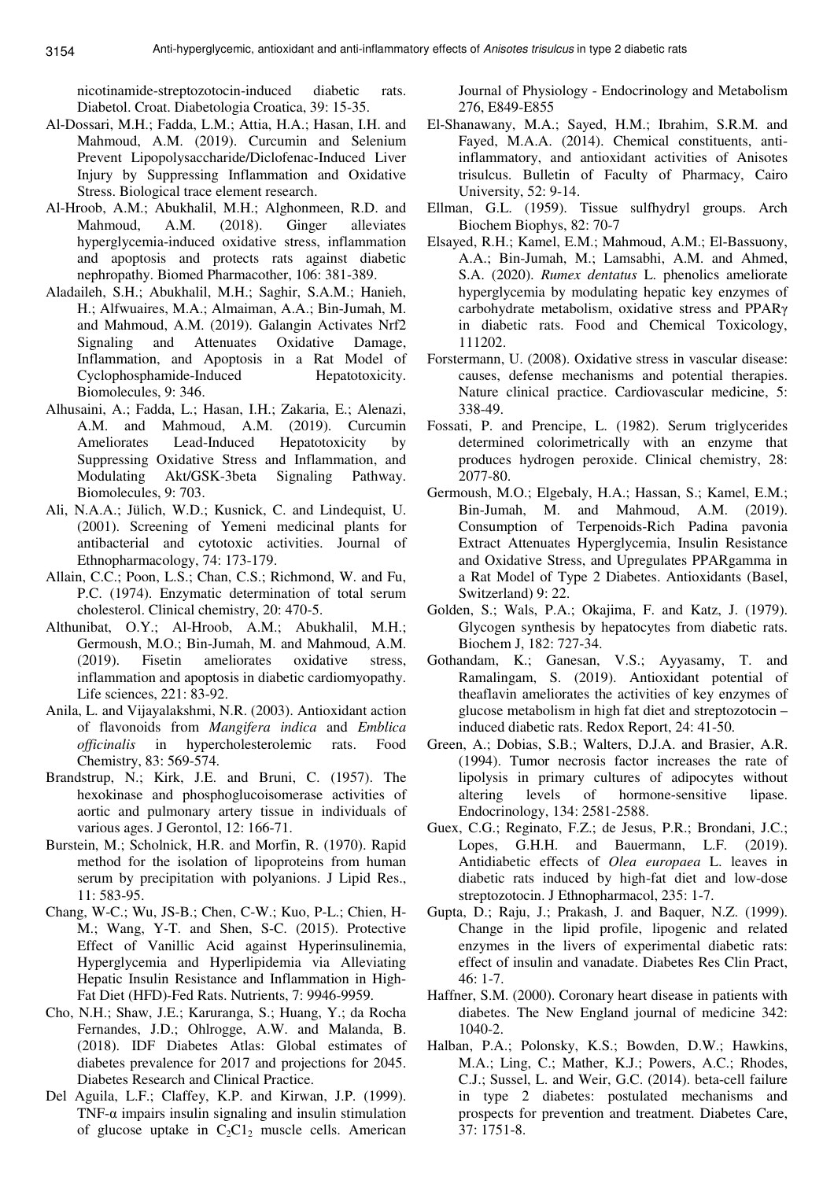nicotinamide-streptozotocin-induced diabetic rats. Diabetol. Croat. Diabetologia Croatica, 39: 15-35.

Al-Dossari, M.H.; Fadda, L.M.; Attia, H.A.; Hasan, I.H. and Mahmoud, A.M. (2019). Curcumin and Selenium Prevent Lipopolysaccharide/Diclofenac-Induced Liver Injury by Suppressing Inflammation and Oxidative Stress. Biological trace element research.

Al-Hroob, A.M.; Abukhalil, M.H.; Alghonmeen, R.D. and Mahmoud, A.M. (2018). Ginger alleviates hyperglycemia-induced oxidative stress, inflammation and apoptosis and protects rats against diabetic nephropathy. Biomed Pharmacother, 106: 381-389.

Aladaileh, S.H.; Abukhalil, M.H.; Saghir, S.A.M.; Hanieh, H.; Alfwuaires, M.A.; Almaiman, A.A.; Bin-Jumah, M. and Mahmoud, A.M. (2019). Galangin Activates Nrf2 Signaling and Attenuates Oxidative Damage, Inflammation, and Apoptosis in a Rat Model of Cyclophosphamide-Induced Hepatotoxicity. Biomolecules, 9: 346.

Alhusaini, A.; Fadda, L.; Hasan, I.H.; Zakaria, E.; Alenazi, A.M. and Mahmoud, A.M. (2019). Curcumin Ameliorates Lead-Induced Hepatotoxicity by Suppressing Oxidative Stress and Inflammation, and Modulating Akt/GSK-3beta Signaling Pathway. Biomolecules, 9: 703.

Ali, N.A.A.; Jülich, W.D.; Kusnick, C. and Lindequist, U. (2001). Screening of Yemeni medicinal plants for antibacterial and cytotoxic activities. Journal of Ethnopharmacology, 74: 173-179.

Allain, C.C.; Poon, L.S.; Chan, C.S.; Richmond, W. and Fu, P.C. (1974). Enzymatic determination of total serum cholesterol. Clinical chemistry, 20: 470-5.

Althunibat, O.Y.; Al-Hroob, A.M.; Abukhalil, M.H.; Germoush, M.O.; Bin-Jumah, M. and Mahmoud, A.M. (2019). Fisetin ameliorates oxidative stress, inflammation and apoptosis in diabetic cardiomyopathy. Life sciences, 221: 83-92.

Anila, L. and Vijayalakshmi, N.R. (2003). Antioxidant action of flavonoids from *Mangifera indica* and *Emblica officinalis* in hypercholesterolemic rats. Food Chemistry, 83: 569-574.

Brandstrup, N.; Kirk, J.E. and Bruni, C. (1957). The hexokinase and phosphoglucoisomerase activities of aortic and pulmonary artery tissue in individuals of various ages. J Gerontol, 12: 166-71.

Burstein, M.; Scholnick, H.R. and Morfin, R. (1970). Rapid method for the isolation of lipoproteins from human serum by precipitation with polyanions. J Lipid Res., 11: 583-95.

Chang, W-C.; Wu, JS-B.; Chen, C-W.; Kuo, P-L.; Chien, H-M.; Wang, Y-T. and Shen, S-C. (2015). Protective Effect of Vanillic Acid against Hyperinsulinemia, Hyperglycemia and Hyperlipidemia via Alleviating Hepatic Insulin Resistance and Inflammation in High-Fat Diet (HFD)-Fed Rats. Nutrients, 7: 9946-9959.

Cho, N.H.; Shaw, J.E.; Karuranga, S.; Huang, Y.; da Rocha Fernandes, J.D.; Ohlrogge, A.W. and Malanda, B. (2018). IDF Diabetes Atlas: Global estimates of diabetes prevalence for 2017 and projections for 2045. Diabetes Research and Clinical Practice.

Del Aguila, L.F.; Claffey, K.P. and Kirwan, J.P. (1999). TNF-α impairs insulin signaling and insulin stimulation of glucose uptake in $C_2C1_2$ muscle cells. American Journal of Physiology - Endocrinology and Metabolism 276, E849-E855

El-Shanawany, M.A.; Sayed, H.M.; Ibrahim, S.R.M. and Fayed, M.A.A. (2014). Chemical constituents, anti-inflammatory, and antioxidant activities of Anisotes trisulcus. Bulletin of Faculty of Pharmacy, Cairo University, 52: 9-14.

Ellman, G.L. (1959). Tissue sulfhydryl groups. Arch Biochem Biophys, 82: 70-7

Elsayed, R.H.; Kamel, E.M.; Mahmoud, A.M.; El-Bassuony, A.A.; Bin-Jumah, M.; Lamsabhi, A.M. and Ahmed, S.A. (2020). *Rumex dentatus* L. phenolics ameliorate hyperglycemia by modulating hepatic key enzymes of carbohydrate metabolism, oxidative stress and PPARγ in diabetic rats. Food and Chemical Toxicology, 111202.

Forstermann, U. (2008). Oxidative stress in vascular disease: causes, defense mechanisms and potential therapies. Nature clinical practice. Cardiovascular medicine, 5: 338-49.

Fossati, P. and Prencipe, L. (1982). Serum triglycerides determined colorimetrically with an enzyme that produces hydrogen peroxide. Clinical chemistry, 28: 2077-80.

Germoush, M.O.; Elgebaly, H.A.; Hassan, S.; Kamel, E.M.; Bin-Jumah, M. and Mahmoud, A.M. (2019). Consumption of Terpenoids-Rich Padina pavonia Extract Attenuates Hyperglycemia, Insulin Resistance and Oxidative Stress, and Upregulates PPARgamma in a Rat Model of Type 2 Diabetes. Antioxidants (Basel, Switzerland) 9: 22.

Golden, S.; Wals, P.A.; Okajima, F. and Katz, J. (1979). Glycogen synthesis by hepatocytes from diabetic rats. Biochem J, 182: 727-34.

Gothandam, K.; Ganesan, V.S.; Ayyasamy, T. and Ramalingam, S. (2019). Antioxidant potential of theaflavin ameliorates the activities of key enzymes of glucose metabolism in high fat diet and streptozotocin – induced diabetic rats. Redox Report, 24: 41-50.

Green, A.; Dobias, S.B.; Walters, D.J.A. and Brasier, A.R. (1994). Tumor necrosis factor increases the rate of lipolysis in primary cultures of adipocytes without altering levels of hormone-sensitive lipase. Endocrinology, 134: 2581-2588.

Guex, C.G.; Reginato, F.Z.; de Jesus, P.R.; Brondani, J.C.; Lopes, G.H.H. and Bauermann, L.F. (2019). Antidiabetic effects of *Olea europaea* L. leaves in diabetic rats induced by high-fat diet and low-dose streptozotocin. J Ethnopharmacol, 235: 1-7.

Gupta, D.; Raju, J.; Prakash, J. and Baquer, N.Z. (1999). Change in the lipid profile, lipogenic and related enzymes in the livers of experimental diabetic rats: effect of insulin and vanadate. Diabetes Res Clin Pract, 46: 1-7.

Haffner, S.M. (2000). Coronary heart disease in patients with diabetes. The New England journal of medicine 342: 1040-2.

Halban, P.A.; Polonsky, K.S.; Bowden, D.W.; Hawkins, M.A.; Ling, C.; Mather, K.J.; Powers, A.C.; Rhodes, C.J.; Sussel, L. and Weir, G.C. (2014). beta-cell failure in type 2 diabetes: postulated mechanisms and prospects for prevention and treatment. Diabetes Care, 37: 1751-8.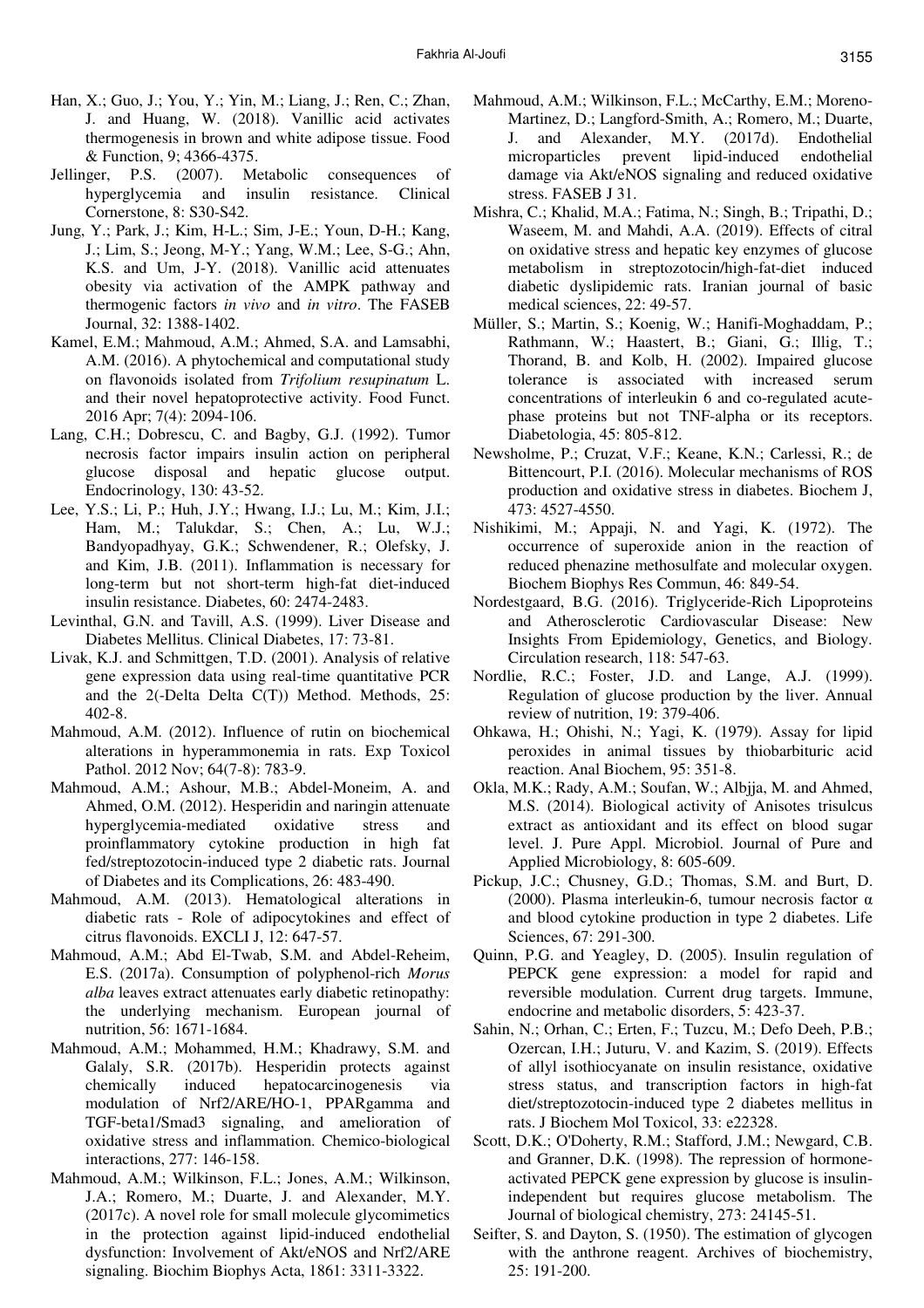Han, X.; Guo, J.; You, Y.; Yin, M.; Liang, J.; Ren, C.; Zhan, J. and Huang, W. (2018). Vanillic acid activates thermogenesis in brown and white adipose tissue. Food & Function, 9; 4366-4375.

Jellinger, P.S. (2007). Metabolic consequences of hyperglycemia and insulin resistance. Clinical Cornerstone, 8: S30-S42.

Jung, Y.; Park, J.; Kim, H-L.; Sim, J-E.; Youn, D-H.; Kang, J.; Lim, S.; Jeong, M-Y.; Yang, W.M.; Lee, S-G.; Ahn, K.S. and Um, J-Y. (2018). Vanillic acid attenuates obesity via activation of the AMPK pathway and thermogenic factors *in vivo* and *in vitro*. The FASEB Journal, 32: 1388-1402.

Kamel, E.M.; Mahmoud, A.M.; Ahmed, S.A. and Lamsabhi, A.M. (2016). A phytochemical and computational study on flavonoids isolated from *Trifolium resupinatum* L. and their novel hepatoprotective activity. Food Funct. 2016 Apr; 7(4): 2094-106.

Lang, C.H.; Dobrescu, C. and Bagby, G.J. (1992). Tumor necrosis factor impairs insulin action on peripheral glucose disposal and hepatic glucose output. Endocrinology, 130: 43-52.

Lee, Y.S.; Li, P.; Huh, J.Y.; Hwang, I.J.; Lu, M.; Kim, J.I.; Ham, M.; Talukdar, S.; Chen, A.; Lu, W.J.; Bandyopadhyay, G.K.; Schwendener, R.; Olefsky, J. and Kim, J.B. (2011). Inflammation is necessary for long-term but not short-term high-fat diet-induced insulin resistance. Diabetes, 60: 2474-2483.

Levinthal, G.N. and Tavill, A.S. (1999). Liver Disease and Diabetes Mellitus. Clinical Diabetes, 17: 73-81.

Livak, K.J. and Schmittgen, T.D. (2001). Analysis of relative gene expression data using real-time quantitative PCR and the 2(-Delta Delta C(T)) Method. Methods, 25: 402-8.

Mahmoud, A.M. (2012). Influence of rutin on biochemical alterations in hyperammonemia in rats. Exp Toxicol Pathol. 2012 Nov; 64(7-8): 783-9.

Mahmoud, A.M.; Ashour, M.B.; Abdel-Moneim, A. and Ahmed, O.M. (2012). Hesperidin and naringin attenuate hyperglycemia-mediated oxidative stress and proinflammatory cytokine production in high fat fed/streptozotocin-induced type 2 diabetic rats. Journal of Diabetes and its Complications, 26: 483-490.

Mahmoud, A.M. (2013). Hematological alterations in diabetic rats - Role of adipocytokines and effect of citrus flavonoids. EXCLI J, 12: 647-57.

Mahmoud, A.M.; Abd El-Twab, S.M. and Abdel-Reheim, E.S. (2017a). Consumption of polyphenol-rich *Morus alba* leaves extract attenuates early diabetic retinopathy: the underlying mechanism. European journal of nutrition, 56: 1671-1684.

Mahmoud, A.M.; Mohammed, H.M.; Khadrawy, S.M. and Galaly, S.R. (2017b). Hesperidin protects against chemically induced hepatocarcinogenesis via modulation of Nrf2/ARE/HO-1, PPARgamma and TGF-beta1/Smad3 signaling, and amelioration of oxidative stress and inflammation. Chemico-biological interactions, 277: 146-158.

Mahmoud, A.M.; Wilkinson, F.L.; Jones, A.M.; Wilkinson, J.A.; Romero, M.; Duarte, J. and Alexander, M.Y. (2017c). A novel role for small molecule glycomimetics in the protection against lipid-induced endothelial dysfunction: Involvement of Akt/eNOS and Nrf2/ARE signaling. Biochim Biophys Acta, 1861: 3311-3322.

Mahmoud, A.M.; Wilkinson, F.L.; McCarthy, E.M.; Moreno-Martinez, D.; Langford-Smith, A.; Romero, M.; Duarte, J. and Alexander, M.Y. (2017d). Endothelial microparticles prevent lipid-induced endothelial damage via Akt/eNOS signaling and reduced oxidative stress. FASEB J 31.

Mishra, C.; Khalid, M.A.; Fatima, N.; Singh, B.; Tripathi, D.; Waseem, M. and Mahdi, A.A. (2019). Effects of citral on oxidative stress and hepatic key enzymes of glucose metabolism in streptozotocin/high-fat-diet induced diabetic dyslipidemic rats. Iranian journal of basic medical sciences, 22: 49-57.

Müller, S.; Martin, S.; Koenig, W.; Hanifi-Moghaddam, P.; Rathmann, W.; Haastert, B.; Giani, G.; Illig, T.; Thorand, B. and Kolb, H. (2002). Impaired glucose tolerance is associated with increased serum concentrations of interleukin 6 and co-regulated acute-phase proteins but not TNF-alpha or its receptors. Diabetologia, 45: 805-812.

Newsholme, P.; Cruzat, V.F.; Keane, K.N.; Carlessi, R.; de Bittencourt, P.I. (2016). Molecular mechanisms of ROS production and oxidative stress in diabetes. Biochem J, 473: 4527-4550.

Nishikimi, M.; Appaji, N. and Yagi, K. (1972). The occurrence of superoxide anion in the reaction of reduced phenazine methosulfate and molecular oxygen. Biochem Biophys Res Commun, 46: 849-54.

Nordestgaard, B.G. (2016). Triglyceride-Rich Lipoproteins and Atherosclerotic Cardiovascular Disease: New Insights From Epidemiology, Genetics, and Biology. Circulation research, 118: 547-63.

Nordlie, R.C.; Foster, J.D. and Lange, A.J. (1999). Regulation of glucose production by the liver. Annual review of nutrition, 19: 379-406.

Ohkawa, H.; Ohishi, N.; Yagi, K. (1979). Assay for lipid peroxides in animal tissues by thiobarbituric acid reaction. Anal Biochem, 95: 351-8.

Okla, M.K.; Rady, A.M.; Soufan, W.; Albjja, M. and Ahmed, M.S. (2014). Biological activity of Anisotes trisulcus extract as antioxidant and its effect on blood sugar level. J. Pure Appl. Microbiol. Journal of Pure and Applied Microbiology, 8: 605-609.

Pickup, J.C.; Chusney, G.D.; Thomas, S.M. and Burt, D. (2000). Plasma interleukin-6, tumour necrosis factor α and blood cytokine production in type 2 diabetes. Life Sciences, 67: 291-300.

Quinn, P.G. and Yeagley, D. (2005). Insulin regulation of PEPCK gene expression: a model for rapid and reversible modulation. Current drug targets. Immune, endocrine and metabolic disorders, 5: 423-37.

Sahin, N.; Orhan, C.; Erten, F.; Tuzcu, M.; Defo Deeh, P.B.; Ozercan, I.H.; Juturu, V. and Kazim, S. (2019). Effects of allyl isothiocyanate on insulin resistance, oxidative stress status, and transcription factors in high-fat diet/streptozotocin-induced type 2 diabetes mellitus in rats. J Biochem Mol Toxicol, 33: e22328.

Scott, D.K.; O'Doherty, R.M.; Stafford, J.M.; Newgard, C.B. and Granner, D.K. (1998). The repression of hormone-activated PEPCK gene expression by glucose is insulin-independent but requires glucose metabolism. The Journal of biological chemistry, 273: 24145-51.

Seifter, S. and Dayton, S. (1950). The estimation of glycogen with the anthrone reagent. Archives of biochemistry, 25: 191-200.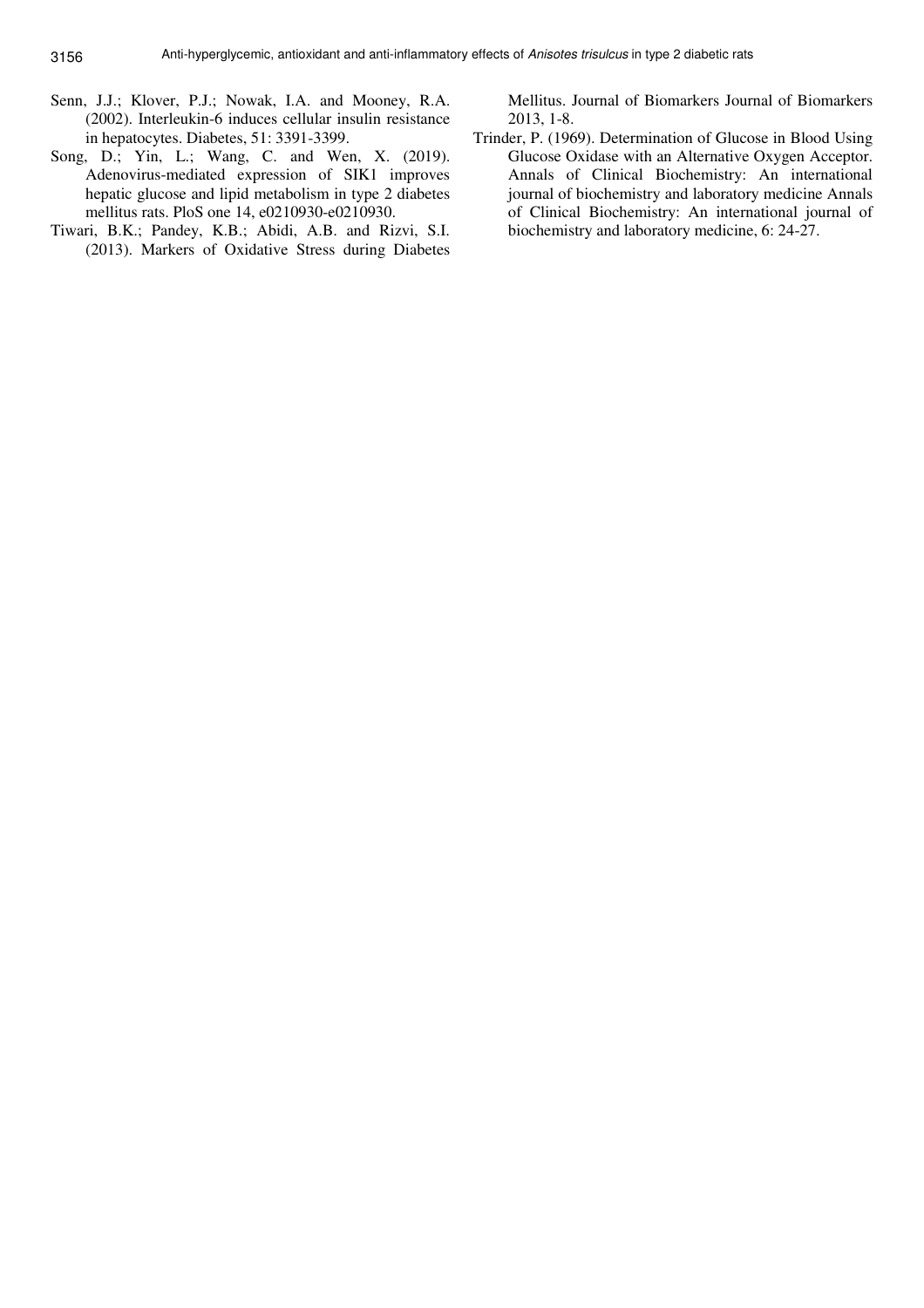Senn, J.J.; Klover, P.J.; Nowak, I.A. and Mooney, R.A. (2002). Interleukin-6 induces cellular insulin resistance in hepatocytes. Diabetes, 51: 3391-3399.

Song, D.; Yin, L.; Wang, C. and Wen, X. (2019). Adenovirus-mediated expression of SIK1 improves hepatic glucose and lipid metabolism in type 2 diabetes mellitus rats. PloS one 14, e0210930-e0210930.

Tiwari, B.K.; Pandey, K.B.; Abidi, A.B. and Rizvi, S.I. (2013). Markers of Oxidative Stress during Diabetes Mellitus. Journal of Biomarkers Journal of Biomarkers 2013, 1-8.

Trinder, P. (1969). Determination of Glucose in Blood Using Glucose Oxidase with an Alternative Oxygen Acceptor. Annals of Clinical Biochemistry: An international journal of biochemistry and laboratory medicine Annals of Clinical Biochemistry: An international journal of biochemistry and laboratory medicine, 6: 24-27.